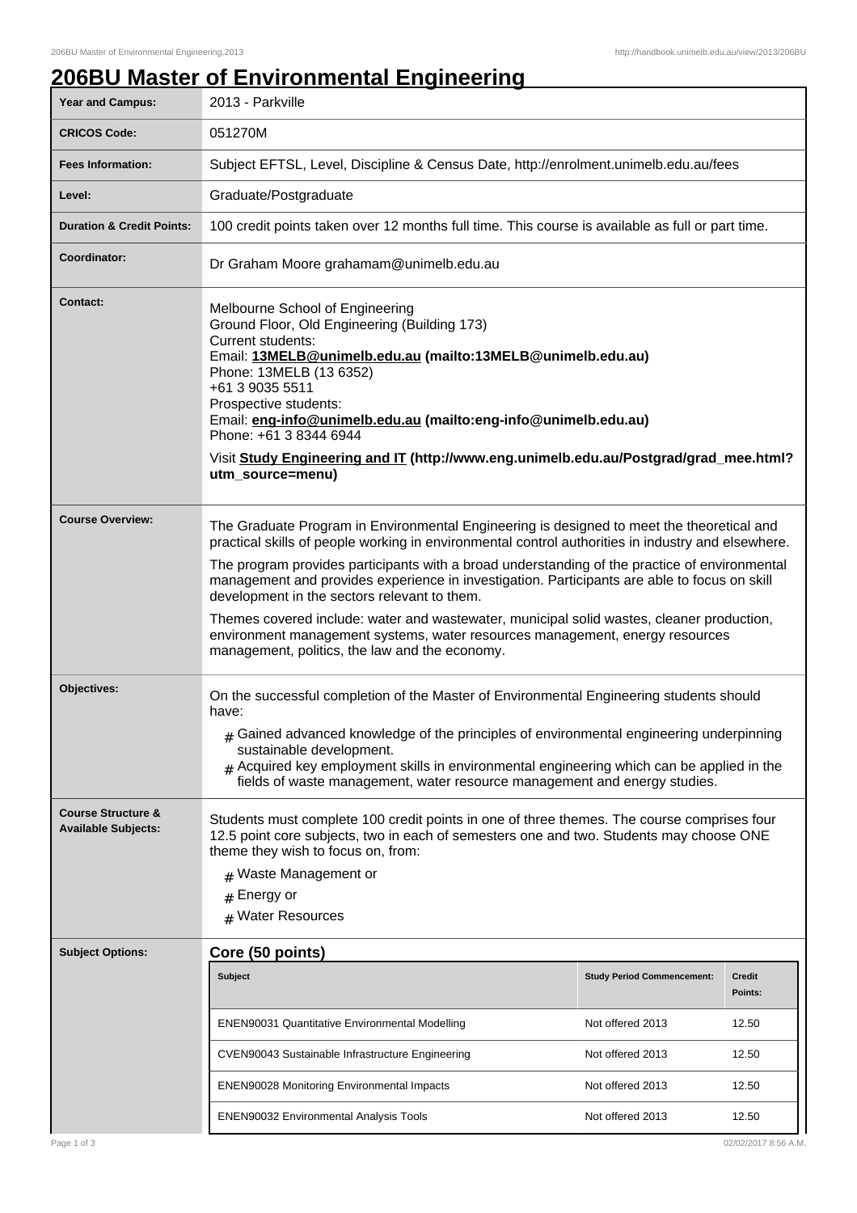# 206BU Master of Environmental Engineering

| | |
|---|---|
| **Year and Campus:** | 2013 - Parkville |
| **CRICOS Code:** | 051270M |
| **Fees Information:** | Subject EFTSL, Level, Discipline & Census Date, http://enrolment.unimelb.edu.au/fees |
| **Level:** | Graduate/Postgraduate |
| **Duration & Credit Points:** | 100 credit points taken over 12 months full time. This course is available as full or part time. |
| **Coordinator:** | Dr Graham Moore grahamam@unimelb.edu.au |
| **Contact:** | Melbourne School of Engineering<br>Ground Floor, Old Engineering (Building 173)<br>Current students:<br>Email: **13MELB@unimelb.edu.au (mailto:13MELB@unimelb.edu.au)**<br>Phone: 13MELB (13 6352)<br>+61 3 9035 5511<br>Prospective students:<br>Email: **eng-info@unimelb.edu.au (mailto:eng-info@unimelb.edu.au)**<br>Phone: +61 3 8344 6944<br>Visit **Study Engineering and IT (http://www.eng.unimelb.edu.au/Postgrad/grad_mee.html?utm_source=menu)** |
| **Course Overview:** | The Graduate Program in Environmental Engineering is designed to meet the theoretical and practical skills of people working in environmental control authorities in industry and elsewhere.<br>The program provides participants with a broad understanding of the practice of environmental management and provides experience in investigation. Participants are able to focus on skill development in the sectors relevant to them.<br>Themes covered include: water and wastewater, municipal solid wastes, cleaner production, environment management systems, water resources management, energy resources management, politics, the law and the economy. |
| **Objectives:** | On the successful completion of the Master of Environmental Engineering students should have:<br># Gained advanced knowledge of the principles of environmental engineering underpinning sustainable development.<br># Acquired key employment skills in environmental engineering which can be applied in the fields of waste management, water resource management and energy studies. |
| **Course Structure & Available Subjects:** | Students must complete 100 credit points in one of three themes. The course comprises four 12.5 point core subjects, two in each of semesters one and two. Students may choose ONE theme they wish to focus on, from:<br># Waste Management or<br># Energy or<br># Water Resources |

**Subject Options:**

## Core (50 points)

| Subject | Study Period Commencement: | Credit Points: |
|---|---|---|
| ENEN90031 Quantitative Environmental Modelling | Not offered 2013 | 12.50 |
| CVEN90043 Sustainable Infrastructure Engineering | Not offered 2013 | 12.50 |
| ENEN90028 Monitoring Environmental Impacts | Not offered 2013 | 12.50 |
| ENEN90032 Environmental Analysis Tools | Not offered 2013 | 12.50 |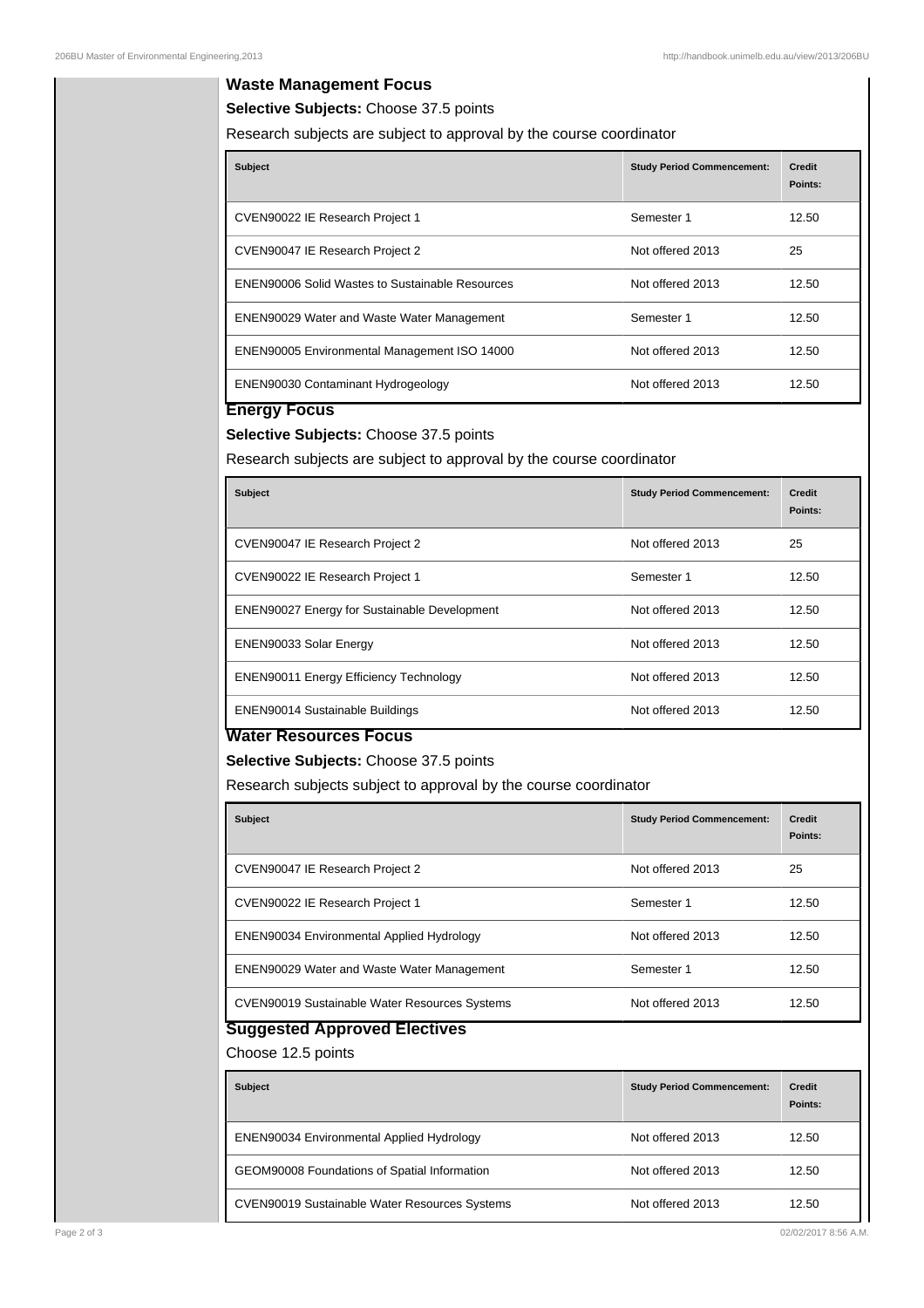## Waste Management Focus

**Selective Subjects:** Choose 37.5 points

Research subjects are subject to approval by the course coordinator

| Subject | Study Period Commencement: | Credit Points: |
|---|---|---|
| CVEN90022 IE Research Project 1 | Semester 1 | 12.50 |
| CVEN90047 IE Research Project 2 | Not offered 2013 | 25 |
| ENEN90006 Solid Wastes to Sustainable Resources | Not offered 2013 | 12.50 |
| ENEN90029 Water and Waste Water Management | Semester 1 | 12.50 |
| ENEN90005 Environmental Management ISO 14000 | Not offered 2013 | 12.50 |
| ENEN90030 Contaminant Hydrogeology | Not offered 2013 | 12.50 |

## Energy Focus

**Selective Subjects:** Choose 37.5 points

Research subjects are subject to approval by the course coordinator

| Subject | Study Period Commencement: | Credit Points: |
|---|---|---|
| CVEN90047 IE Research Project 2 | Not offered 2013 | 25 |
| CVEN90022 IE Research Project 1 | Semester 1 | 12.50 |
| ENEN90027 Energy for Sustainable Development | Not offered 2013 | 12.50 |
| ENEN90033 Solar Energy | Not offered 2013 | 12.50 |
| ENEN90011 Energy Efficiency Technology | Not offered 2013 | 12.50 |
| ENEN90014 Sustainable Buildings | Not offered 2013 | 12.50 |

## Water Resources Focus

**Selective Subjects:** Choose 37.5 points

Research subjects subject to approval by the course coordinator

| Subject | Study Period Commencement: | Credit Points: |
|---|---|---|
| CVEN90047 IE Research Project 2 | Not offered 2013 | 25 |
| CVEN90022 IE Research Project 1 | Semester 1 | 12.50 |
| ENEN90034 Environmental Applied Hydrology | Not offered 2013 | 12.50 |
| ENEN90029 Water and Waste Water Management | Semester 1 | 12.50 |
| CVEN90019 Sustainable Water Resources Systems | Not offered 2013 | 12.50 |

## Suggested Approved Electives

Choose 12.5 points

| Subject | Study Period Commencement: | Credit Points: |
|---|---|---|
| ENEN90034 Environmental Applied Hydrology | Not offered 2013 | 12.50 |
| GEOM90008 Foundations of Spatial Information | Not offered 2013 | 12.50 |
| CVEN90019 Sustainable Water Resources Systems | Not offered 2013 | 12.50 |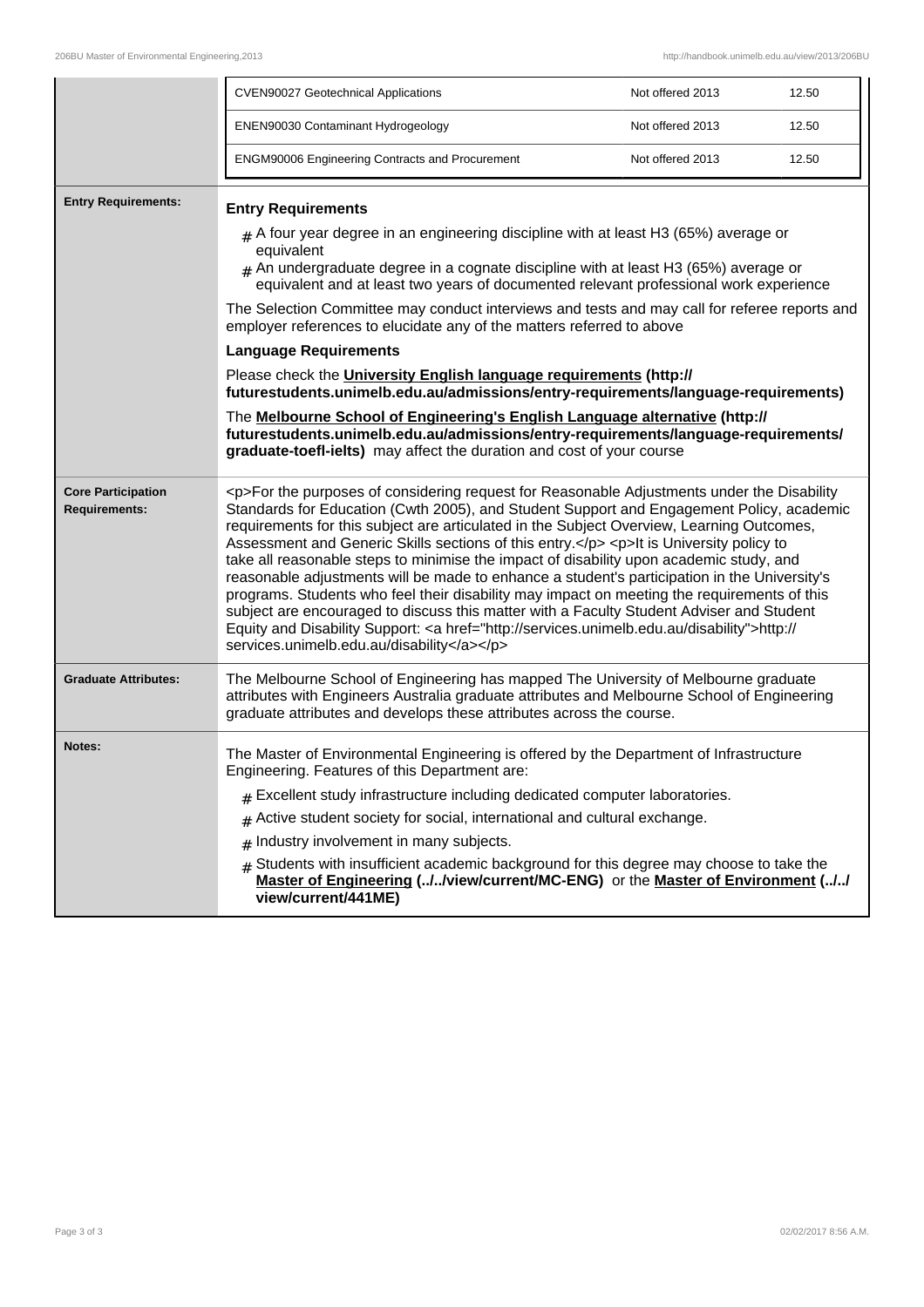| | | | |
|---|---|---|---|
| | CVEN90027 Geotechnical Applications | Not offered 2013 | 12.50 |
| | ENEN90030 Contaminant Hydrogeology | Not offered 2013 | 12.50 |
| | ENGM90006 Engineering Contracts and Procurement | Not offered 2013 | 12.50 |

**Entry Requirements:**

**Entry Requirements**

- A four year degree in an engineering discipline with at least H3 (65%) average or equivalent
- An undergraduate degree in a cognate discipline with at least H3 (65%) average or equivalent and at least two years of documented relevant professional work experience

The Selection Committee may conduct interviews and tests and may call for referee reports and employer references to elucidate any of the matters referred to above

**Language Requirements**

Please check the **University English language requirements (http://futurestudents.unimelb.edu.au/admissions/entry-requirements/language-requirements)**

The **Melbourne School of Engineering's English Language alternative (http://futurestudents.unimelb.edu.au/admissions/entry-requirements/language-requirements/graduate-toefl-ielts)** may affect the duration and cost of your course

**Core Participation Requirements:**

<p>For the purposes of considering request for Reasonable Adjustments under the Disability Standards for Education (Cwth 2005), and Student Support and Engagement Policy, academic requirements for this subject are articulated in the Subject Overview, Learning Outcomes, Assessment and Generic Skills sections of this entry.</p> <p>It is University policy to take all reasonable steps to minimise the impact of disability upon academic study, and reasonable adjustments will be made to enhance a student's participation in the University's programs. Students who feel their disability may impact on meeting the requirements of this subject are encouraged to discuss this matter with a Faculty Student Adviser and Student Equity and Disability Support: <a href="http://services.unimelb.edu.au/disability">http://services.unimelb.edu.au/disability</a></p>

**Graduate Attributes:**

The Melbourne School of Engineering has mapped The University of Melbourne graduate attributes with Engineers Australia graduate attributes and Melbourne School of Engineering graduate attributes and develops these attributes across the course.

**Notes:**

The Master of Environmental Engineering is offered by the Department of Infrastructure Engineering. Features of this Department are:

- Excellent study infrastructure including dedicated computer laboratories.
- Active student society for social, international and cultural exchange.
- Industry involvement in many subjects.
- Students with insufficient academic background for this degree may choose to take the **Master of Engineering (../../view/current/MC-ENG)** or the **Master of Environment (../../view/current/441ME)**